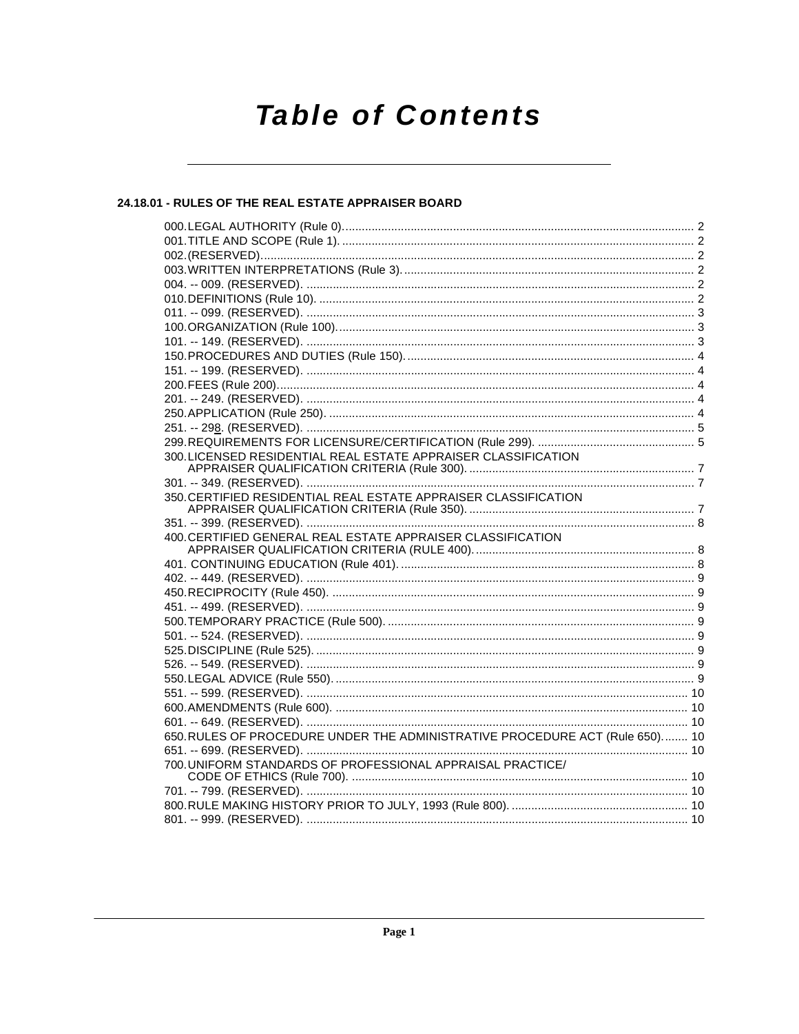# Table of Contents

## 24.18.01 - RULES OF THE REAL ESTATE APPRAISER BOARD

000. LEGAL AUTHORITY (Rule 0)............................................................................................................ 2
001. TITLE AND SCOPE (Rule 1). .......................................................................................................... 2
002. (RESERVED)..................................................................................................................................... 2
003. WRITTEN INTERPRETATIONS (Rule 3). ......................................................................................... 2
004. -- 009. (RESERVED). ....................................................................................................................... 2
010. DEFINITIONS (Rule 10). ................................................................................................................... 2
011. -- 099. (RESERVED). ....................................................................................................................... 3
100. ORGANIZATION (Rule 100). ............................................................................................................ 3
101. -- 149. (RESERVED). ....................................................................................................................... 3
150. PROCEDURES AND DUTIES (Rule 150). ........................................................................................ 4
151. -- 199. (RESERVED). ....................................................................................................................... 4
200. FEES (Rule 200). ............................................................................................................................... 4
201. -- 249. (RESERVED). ....................................................................................................................... 4
250. APPLICATION (Rule 250). ................................................................................................................ 4
251. -- 298. (RESERVED). ....................................................................................................................... 5
299. REQUIREMENTS FOR LICENSURE/CERTIFICATION (Rule 299). ................................................ 5
300. LICENSED RESIDENTIAL REAL ESTATE APPRAISER CLASSIFICATION APPRAISER QUALIFICATION CRITERIA (Rule 300). ...................................................................... 7
301. -- 349. (RESERVED). ....................................................................................................................... 7
350. CERTIFIED RESIDENTIAL REAL ESTATE APPRAISER CLASSIFICATION APPRAISER QUALIFICATION CRITERIA (Rule 350). ...................................................................... 7
351. -- 399. (RESERVED). ....................................................................................................................... 8
400. CERTIFIED GENERAL REAL ESTATE APPRAISER CLASSIFICATION APPRAISER QUALIFICATION CRITERIA (RULE 400). ................................................................... 8
401. CONTINUING EDUCATION (Rule 401). ............................................................................................ 8
402. -- 449. (RESERVED). ....................................................................................................................... 9
450. RECIPROCITY (Rule 450). ................................................................................................................ 9
451. -- 499. (RESERVED). ....................................................................................................................... 9
500. TEMPORARY PRACTICE (Rule 500). ............................................................................................... 9
501. -- 524. (RESERVED). ....................................................................................................................... 9
525. DISCIPLINE (Rule 525). ..................................................................................................................... 9
526. -- 549. (RESERVED). ....................................................................................................................... 9
550. LEGAL ADVICE (Rule 550). ............................................................................................................... 9
551. -- 599. (RESERVED). ..................................................................................................................... 10
600. AMENDMENTS (Rule 600). ............................................................................................................. 10
601. -- 649. (RESERVED). ..................................................................................................................... 10
650. RULES OF PROCEDURE UNDER THE ADMINISTRATIVE PROCEDURE ACT (Rule 650). ....... 10
651. -- 699. (RESERVED). ..................................................................................................................... 10
700. UNIFORM STANDARDS OF PROFESSIONAL APPRAISAL PRACTICE/ CODE OF ETHICS (Rule 700). ........................................................................................................ 10
701. -- 799. (RESERVED). ..................................................................................................................... 10
800. RULE MAKING HISTORY PRIOR TO JULY, 1993 (Rule 800). ....................................................... 10
801. -- 999. (RESERVED). ..................................................................................................................... 10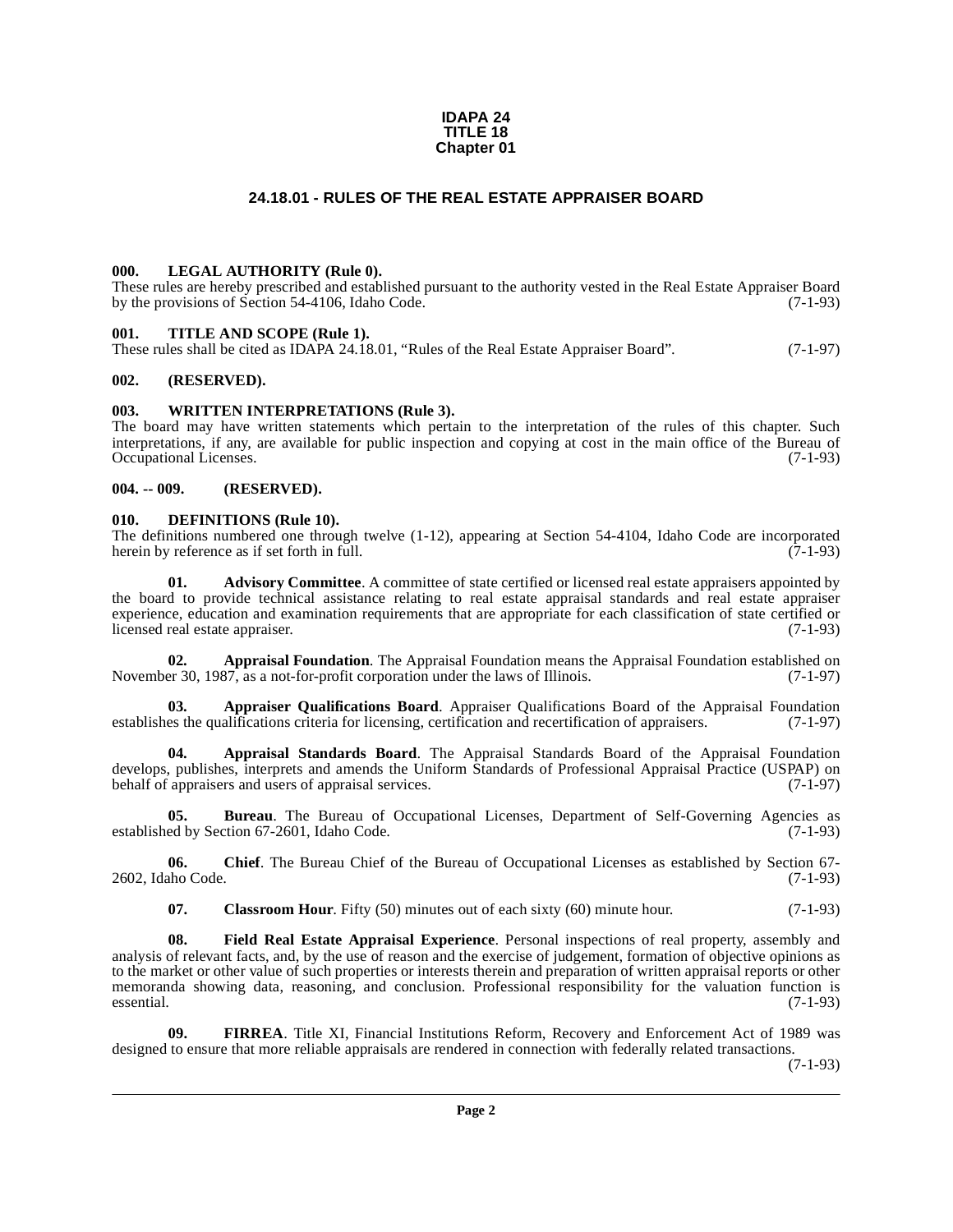**IDAPA 24**
**TITLE 18**
**Chapter 01**

# 24.18.01 - RULES OF THE REAL ESTATE APPRAISER BOARD

### 000. LEGAL AUTHORITY (Rule 0).

These rules are hereby prescribed and established pursuant to the authority vested in the Real Estate Appraiser Board by the provisions of Section 54-4106, Idaho Code. (7-1-93)

### 001. TITLE AND SCOPE (Rule 1).

These rules shall be cited as IDAPA 24.18.01, "Rules of the Real Estate Appraiser Board". (7-1-97)

### 002. (RESERVED).

### 003. WRITTEN INTERPRETATIONS (Rule 3).

The board may have written statements which pertain to the interpretation of the rules of this chapter. Such interpretations, if any, are available for public inspection and copying at cost in the main office of the Bureau of Occupational Licenses. (7-1-93)

### 004. -- 009. (RESERVED).

### 010. DEFINITIONS (Rule 10).

The definitions numbered one through twelve (1-12), appearing at Section 54-4104, Idaho Code are incorporated herein by reference as if set forth in full. (7-1-93)

**01. Advisory Committee**. A committee of state certified or licensed real estate appraisers appointed by the board to provide technical assistance relating to real estate appraisal standards and real estate appraiser experience, education and examination requirements that are appropriate for each classification of state certified or licensed real estate appraiser. (7-1-93)

**02. Appraisal Foundation**. The Appraisal Foundation means the Appraisal Foundation established on November 30, 1987, as a not-for-profit corporation under the laws of Illinois. (7-1-97)

**03. Appraiser Qualifications Board**. Appraiser Qualifications Board of the Appraisal Foundation establishes the qualifications criteria for licensing, certification and recertification of appraisers. (7-1-97)

**04. Appraisal Standards Board**. The Appraisal Standards Board of the Appraisal Foundation develops, publishes, interprets and amends the Uniform Standards of Professional Appraisal Practice (USPAP) on behalf of appraisers and users of appraisal services. (7-1-97)

**05. Bureau**. The Bureau of Occupational Licenses, Department of Self-Governing Agencies as established by Section 67-2601, Idaho Code. (7-1-93)

**06. Chief**. The Bureau Chief of the Bureau of Occupational Licenses as established by Section 67-2602, Idaho Code. (7-1-93)

**07. Classroom Hour**. Fifty (50) minutes out of each sixty (60) minute hour. (7-1-93)

**08. Field Real Estate Appraisal Experience**. Personal inspections of real property, assembly and analysis of relevant facts, and, by the use of reason and the exercise of judgement, formation of objective opinions as to the market or other value of such properties or interests therein and preparation of written appraisal reports or other memoranda showing data, reasoning, and conclusion. Professional responsibility for the valuation function is essential. (7-1-93)

**09. FIRREA**. Title XI, Financial Institutions Reform, Recovery and Enforcement Act of 1989 was designed to ensure that more reliable appraisals are rendered in connection with federally related transactions. (7-1-93)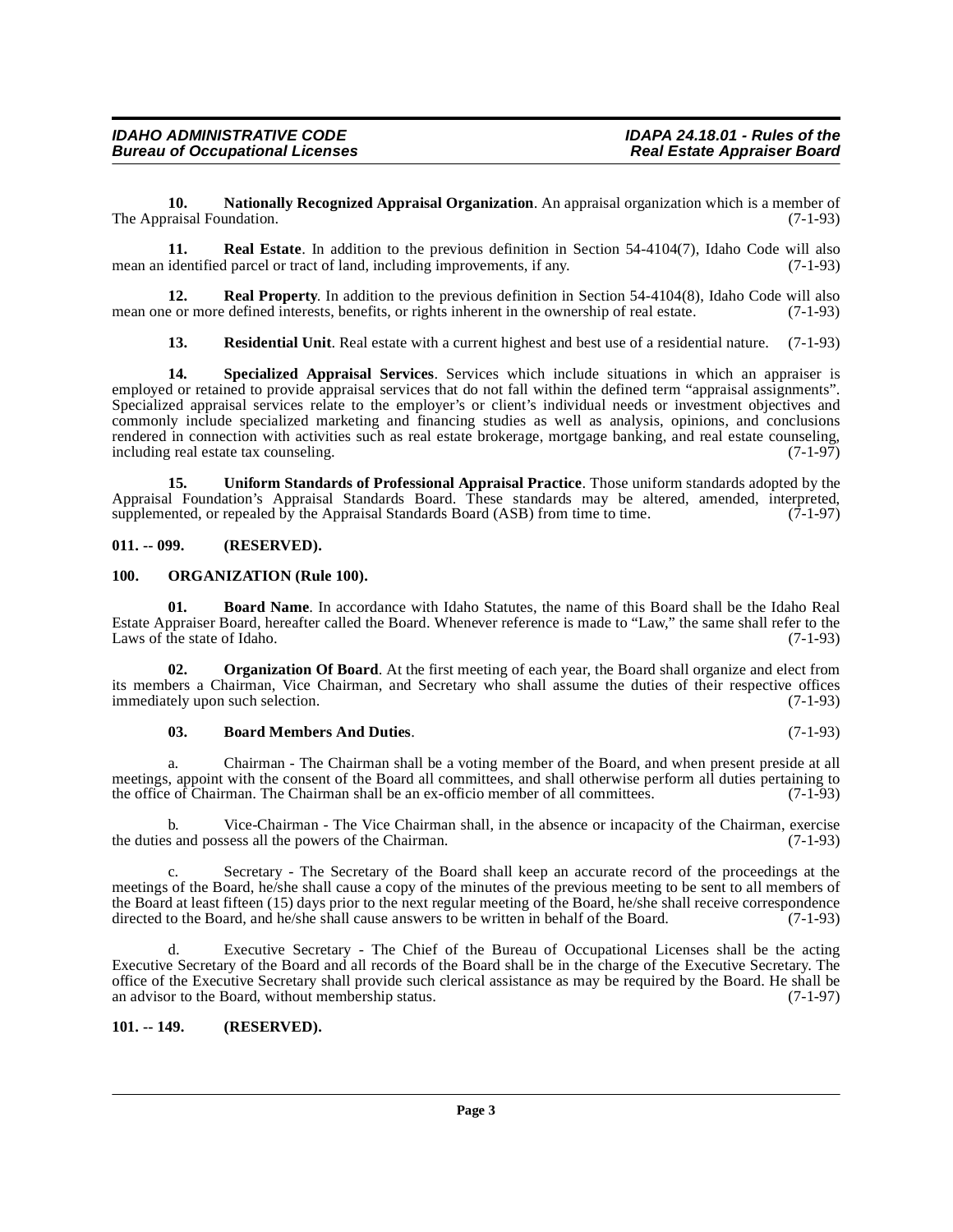**10. Nationally Recognized Appraisal Organization**. An appraisal organization which is a member of The Appraisal Foundation. (7-1-93)

**11. Real Estate**. In addition to the previous definition in Section 54-4104(7), Idaho Code will also mean an identified parcel or tract of land, including improvements, if any. (7-1-93)

**12. Real Property**. In addition to the previous definition in Section 54-4104(8), Idaho Code will also mean one or more defined interests, benefits, or rights inherent in the ownership of real estate. (7-1-93)

**13. Residential Unit**. Real estate with a current highest and best use of a residential nature. (7-1-93)

**14. Specialized Appraisal Services**. Services which include situations in which an appraiser is employed or retained to provide appraisal services that do not fall within the defined term "appraisal assignments". Specialized appraisal services relate to the employer's or client's individual needs or investment objectives and commonly include specialized marketing and financing studies as well as analysis, opinions, and conclusions rendered in connection with activities such as real estate brokerage, mortgage banking, and real estate counseling, including real estate tax counseling. (7-1-97)

**15. Uniform Standards of Professional Appraisal Practice**. Those uniform standards adopted by the Appraisal Foundation's Appraisal Standards Board. These standards may be altered, amended, interpreted, supplemented, or repealed by the Appraisal Standards Board (ASB) from time to time. (7-1-97)

## 011. -- 099. (RESERVED).

## 100. ORGANIZATION (Rule 100).

**01. Board Name**. In accordance with Idaho Statutes, the name of this Board shall be the Idaho Real Estate Appraiser Board, hereafter called the Board. Whenever reference is made to "Law," the same shall refer to the Laws of the state of Idaho. (7-1-93)

**02. Organization Of Board**. At the first meeting of each year, the Board shall organize and elect from its members a Chairman, Vice Chairman, and Secretary who shall assume the duties of their respective offices immediately upon such selection. (7-1-93)

**03. Board Members And Duties**. (7-1-93)

a. Chairman - The Chairman shall be a voting member of the Board, and when present preside at all meetings, appoint with the consent of the Board all committees, and shall otherwise perform all duties pertaining to the office of Chairman. The Chairman shall be an ex-officio member of all committees. (7-1-93)

b. Vice-Chairman - The Vice Chairman shall, in the absence or incapacity of the Chairman, exercise the duties and possess all the powers of the Chairman. (7-1-93)

c. Secretary - The Secretary of the Board shall keep an accurate record of the proceedings at the meetings of the Board, he/she shall cause a copy of the minutes of the previous meeting to be sent to all members of the Board at least fifteen (15) days prior to the next regular meeting of the Board, he/she shall receive correspondence directed to the Board, and he/she shall cause answers to be written in behalf of the Board. (7-1-93)

d. Executive Secretary - The Chief of the Bureau of Occupational Licenses shall be the acting Executive Secretary of the Board and all records of the Board shall be in the charge of the Executive Secretary. The office of the Executive Secretary shall provide such clerical assistance as may be required by the Board. He shall be an advisor to the Board, without membership status. (7-1-97)

## 101. -- 149. (RESERVED).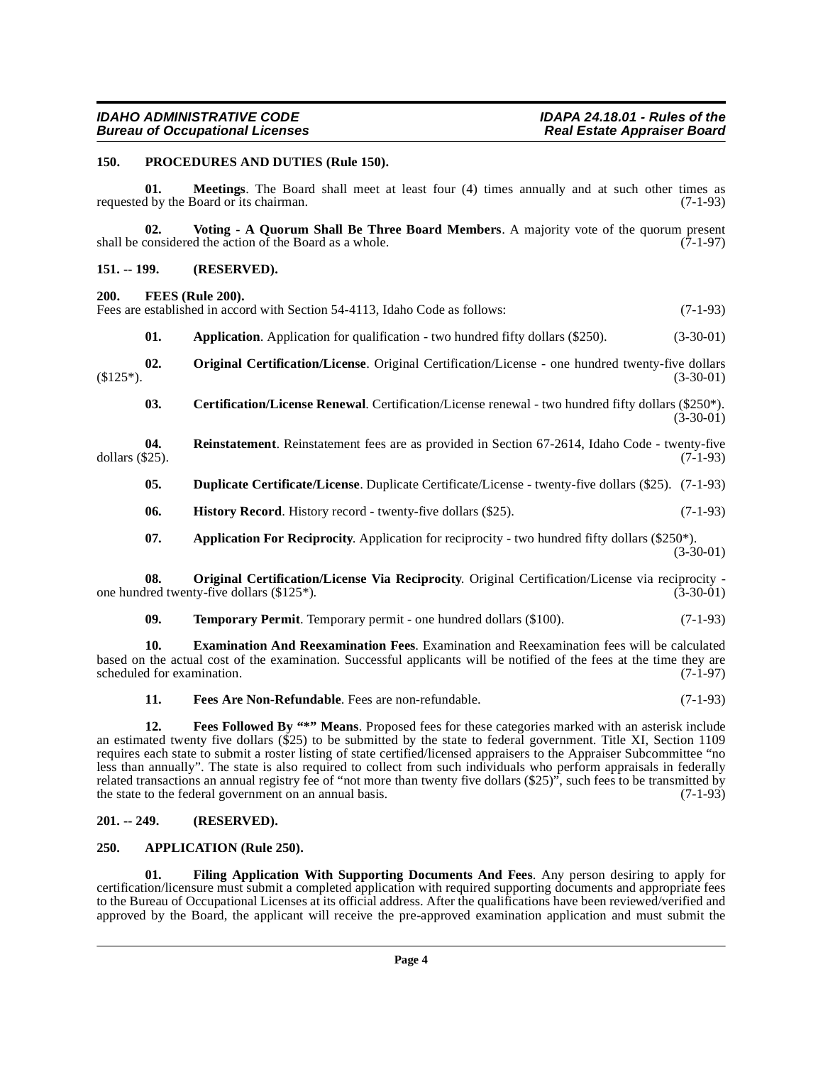## 150. PROCEDURES AND DUTIES (Rule 150).

**01. Meetings**. The Board shall meet at least four (4) times annually and at such other times as requested by the Board or its chairman. (7-1-93)

**02. Voting - A Quorum Shall Be Three Board Members**. A majority vote of the quorum present shall be considered the action of the Board as a whole. (7-1-97)

## 151. -- 199. (RESERVED).

## 200. FEES (Rule 200).

Fees are established in accord with Section 54-4113, Idaho Code as follows: (7-1-93)

**01. Application**. Application for qualification - two hundred fifty dollars ($250). (3-30-01)

**02. Original Certification/License**. Original Certification/License - one hundred twenty-five dollars ($125*). (3-30-01)

**03. Certification/License Renewal**. Certification/License renewal - two hundred fifty dollars ($250*). (3-30-01)

**04. Reinstatement**. Reinstatement fees are as provided in Section 67-2614, Idaho Code - twenty-five dollars ($25). (7-1-93)

**05. Duplicate Certificate/License**. Duplicate Certificate/License - twenty-five dollars ($25). (7-1-93)

**06. History Record**. History record - twenty-five dollars ($25). (7-1-93)

**07. Application For Reciprocity**. Application for reciprocity - two hundred fifty dollars ($250*). (3-30-01)

**08. Original Certification/License Via Reciprocity**. Original Certification/License via reciprocity - one hundred twenty-five dollars ($125*). (3-30-01)

**09. Temporary Permit**. Temporary permit - one hundred dollars ($100). (7-1-93)

**10. Examination And Reexamination Fees**. Examination and Reexamination fees will be calculated based on the actual cost of the examination. Successful applicants will be notified of the fees at the time they are scheduled for examination. (7-1-97)

**11. Fees Are Non-Refundable**. Fees are non-refundable. (7-1-93)

**12. Fees Followed By "*" Means**. Proposed fees for these categories marked with an asterisk include an estimated twenty five dollars ($25) to be submitted by the state to federal government. Title XI, Section 1109 requires each state to submit a roster listing of state certified/licensed appraisers to the Appraiser Subcommittee "no less than annually". The state is also required to collect from such individuals who perform appraisals in federally related transactions an annual registry fee of "not more than twenty five dollars ($25)", such fees to be transmitted by the state to the federal government on an annual basis. (7-1-93)

## 201. -- 249. (RESERVED).

## 250. APPLICATION (Rule 250).

**01. Filing Application With Supporting Documents And Fees**. Any person desiring to apply for certification/licensure must submit a completed application with required supporting documents and appropriate fees to the Bureau of Occupational Licenses at its official address. After the qualifications have been reviewed/verified and approved by the Board, the applicant will receive the pre-approved examination application and must submit the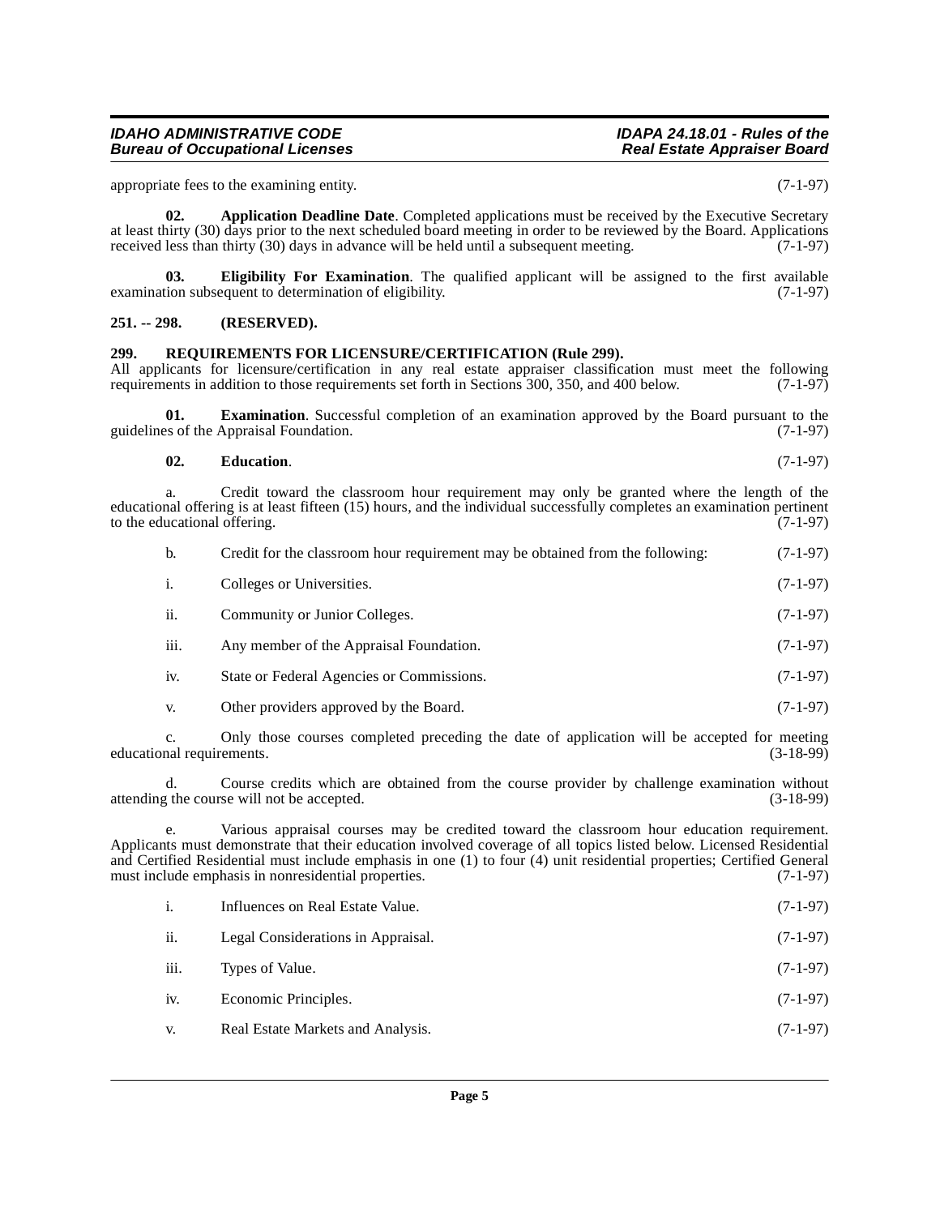appropriate fees to the examining entity. (7-1-97)

**02. Application Deadline Date**. Completed applications must be received by the Executive Secretary at least thirty (30) days prior to the next scheduled board meeting in order to be reviewed by the Board. Applications received less than thirty (30) days in advance will be held until a subsequent meeting. (7-1-97)

**03. Eligibility For Examination**. The qualified applicant will be assigned to the first available examination subsequent to determination of eligibility. (7-1-97)

## 251. -- 298. (RESERVED).

## 299. REQUIREMENTS FOR LICENSURE/CERTIFICATION (Rule 299).

All applicants for licensure/certification in any real estate appraiser classification must meet the following requirements in addition to those requirements set forth in Sections 300, 350, and 400 below. (7-1-97)

**01. Examination**. Successful completion of an examination approved by the Board pursuant to the guidelines of the Appraisal Foundation. (7-1-97)

**02. Education**. (7-1-97)

a. Credit toward the classroom hour requirement may only be granted where the length of the educational offering is at least fifteen (15) hours, and the individual successfully completes an examination pertinent to the educational offering. (7-1-97)

b. Credit for the classroom hour requirement may be obtained from the following: (7-1-97)

i. Colleges or Universities. (7-1-97)

ii. Community or Junior Colleges. (7-1-97)

iii. Any member of the Appraisal Foundation. (7-1-97)

iv. State or Federal Agencies or Commissions. (7-1-97)

v. Other providers approved by the Board. (7-1-97)

c. Only those courses completed preceding the date of application will be accepted for meeting educational requirements. (3-18-99)

d. Course credits which are obtained from the course provider by challenge examination without attending the course will not be accepted. (3-18-99)

e. Various appraisal courses may be credited toward the classroom hour education requirement. Applicants must demonstrate that their education involved coverage of all topics listed below. Licensed Residential and Certified Residential must include emphasis in one (1) to four (4) unit residential properties; Certified General must include emphasis in nonresidential properties. (7-1-97)

i. Influences on Real Estate Value. (7-1-97)

ii. Legal Considerations in Appraisal. (7-1-97)

iii. Types of Value. (7-1-97)

iv. Economic Principles. (7-1-97)

v. Real Estate Markets and Analysis. (7-1-97)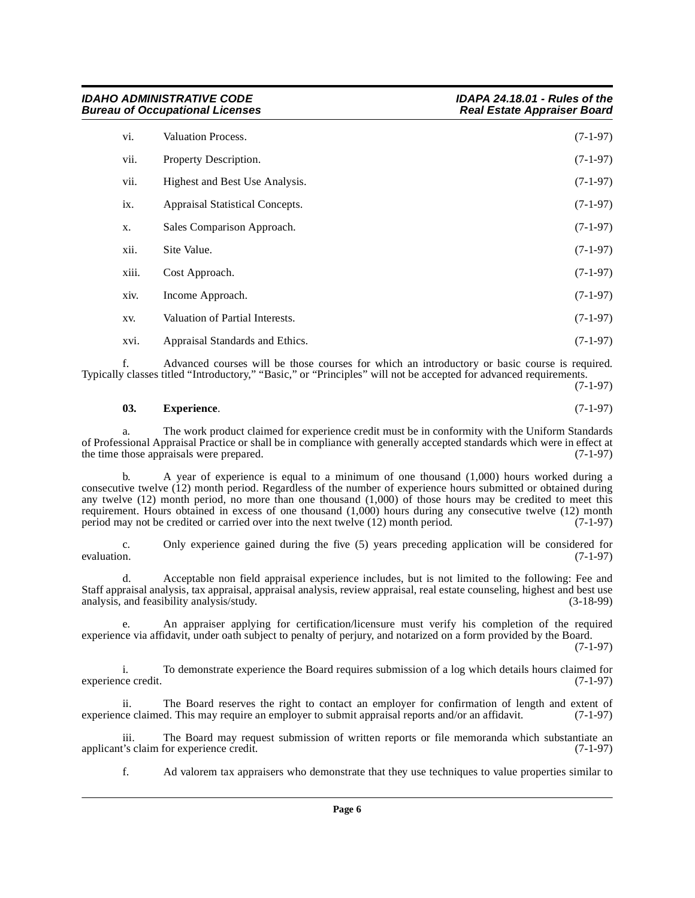vi. Valuation Process. (7-1-97)

vii. Property Description. (7-1-97)

vii. Highest and Best Use Analysis. (7-1-97)

ix. Appraisal Statistical Concepts. (7-1-97)

x. Sales Comparison Approach. (7-1-97)

xii. Site Value. (7-1-97)

xiii. Cost Approach. (7-1-97)

xiv. Income Approach. (7-1-97)

xv. Valuation of Partial Interests. (7-1-97)

xvi. Appraisal Standards and Ethics. (7-1-97)

f. Advanced courses will be those courses for which an introductory or basic course is required. Typically classes titled "Introductory," "Basic," or "Principles" will not be accepted for advanced requirements. (7-1-97)

**03. Experience**. (7-1-97)

a. The work product claimed for experience credit must be in conformity with the Uniform Standards of Professional Appraisal Practice or shall be in compliance with generally accepted standards which were in effect at the time those appraisals were prepared. (7-1-97)

b. A year of experience is equal to a minimum of one thousand (1,000) hours worked during a consecutive twelve (12) month period. Regardless of the number of experience hours submitted or obtained during any twelve (12) month period, no more than one thousand (1,000) of those hours may be credited to meet this requirement. Hours obtained in excess of one thousand (1,000) hours during any consecutive twelve (12) month period may not be credited or carried over into the next twelve (12) month period. (7-1-97)

c. Only experience gained during the five (5) years preceding application will be considered for evaluation. (7-1-97)

d. Acceptable non field appraisal experience includes, but is not limited to the following: Fee and Staff appraisal analysis, tax appraisal, appraisal analysis, review appraisal, real estate counseling, highest and best use analysis, and feasibility analysis/study. (3-18-99)

e. An appraiser applying for certification/licensure must verify his completion of the required experience via affidavit, under oath subject to penalty of perjury, and notarized on a form provided by the Board. (7-1-97)

i. To demonstrate experience the Board requires submission of a log which details hours claimed for experience credit. (7-1-97)

ii. The Board reserves the right to contact an employer for confirmation of length and extent of experience claimed. This may require an employer to submit appraisal reports and/or an affidavit. (7-1-97)

iii. The Board may request submission of written reports or file memoranda which substantiate an applicant's claim for experience credit. (7-1-97)

f. Ad valorem tax appraisers who demonstrate that they use techniques to value properties similar to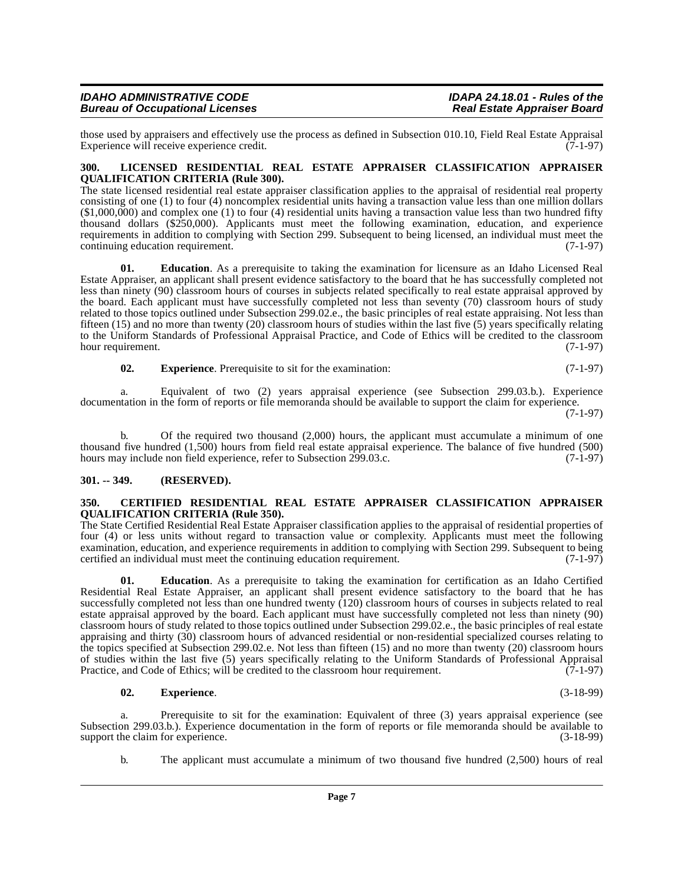those used by appraisers and effectively use the process as defined in Subsection 010.10, Field Real Estate Appraisal Experience will receive experience credit. (7-1-97)

## 300. LICENSED RESIDENTIAL REAL ESTATE APPRAISER CLASSIFICATION APPRAISER QUALIFICATION CRITERIA (Rule 300).

The state licensed residential real estate appraiser classification applies to the appraisal of residential real property consisting of one (1) to four (4) noncomplex residential units having a transaction value less than one million dollars ($1,000,000) and complex one (1) to four (4) residential units having a transaction value less than two hundred fifty thousand dollars ($250,000). Applicants must meet the following examination, education, and experience requirements in addition to complying with Section 299. Subsequent to being licensed, an individual must meet the continuing education requirement. (7-1-97)

**01. Education**. As a prerequisite to taking the examination for licensure as an Idaho Licensed Real Estate Appraiser, an applicant shall present evidence satisfactory to the board that he has successfully completed not less than ninety (90) classroom hours of courses in subjects related specifically to real estate appraisal approved by the board. Each applicant must have successfully completed not less than seventy (70) classroom hours of study related to those topics outlined under Subsection 299.02.e., the basic principles of real estate appraising. Not less than fifteen (15) and no more than twenty (20) classroom hours of studies within the last five (5) years specifically relating to the Uniform Standards of Professional Appraisal Practice, and Code of Ethics will be credited to the classroom hour requirement. (7-1-97)

**02. Experience**. Prerequisite to sit for the examination: (7-1-97)

a. Equivalent of two (2) years appraisal experience (see Subsection 299.03.b.). Experience documentation in the form of reports or file memoranda should be available to support the claim for experience. (7-1-97)

b. Of the required two thousand (2,000) hours, the applicant must accumulate a minimum of one thousand five hundred (1,500) hours from field real estate appraisal experience. The balance of five hundred (500) hours may include non field experience, refer to Subsection 299.03.c. (7-1-97)

## 301. -- 349. (RESERVED).

## 350. CERTIFIED RESIDENTIAL REAL ESTATE APPRAISER CLASSIFICATION APPRAISER QUALIFICATION CRITERIA (Rule 350).

The State Certified Residential Real Estate Appraiser classification applies to the appraisal of residential properties of four (4) or less units without regard to transaction value or complexity. Applicants must meet the following examination, education, and experience requirements in addition to complying with Section 299. Subsequent to being certified an individual must meet the continuing education requirement. (7-1-97)

**01. Education**. As a prerequisite to taking the examination for certification as an Idaho Certified Residential Real Estate Appraiser, an applicant shall present evidence satisfactory to the board that he has successfully completed not less than one hundred twenty (120) classroom hours of courses in subjects related to real estate appraisal approved by the board. Each applicant must have successfully completed not less than ninety (90) classroom hours of study related to those topics outlined under Subsection 299.02.e., the basic principles of real estate appraising and thirty (30) classroom hours of advanced residential or non-residential specialized courses relating to the topics specified at Subsection 299.02.e. Not less than fifteen (15) and no more than twenty (20) classroom hours of studies within the last five (5) years specifically relating to the Uniform Standards of Professional Appraisal Practice, and Code of Ethics; will be credited to the classroom hour requirement. (7-1-97)

**02. Experience**. (3-18-99)

a. Prerequisite to sit for the examination: Equivalent of three (3) years appraisal experience (see Subsection 299.03.b.). Experience documentation in the form of reports or file memoranda should be available to support the claim for experience. (3-18-99)

b. The applicant must accumulate a minimum of two thousand five hundred (2,500) hours of real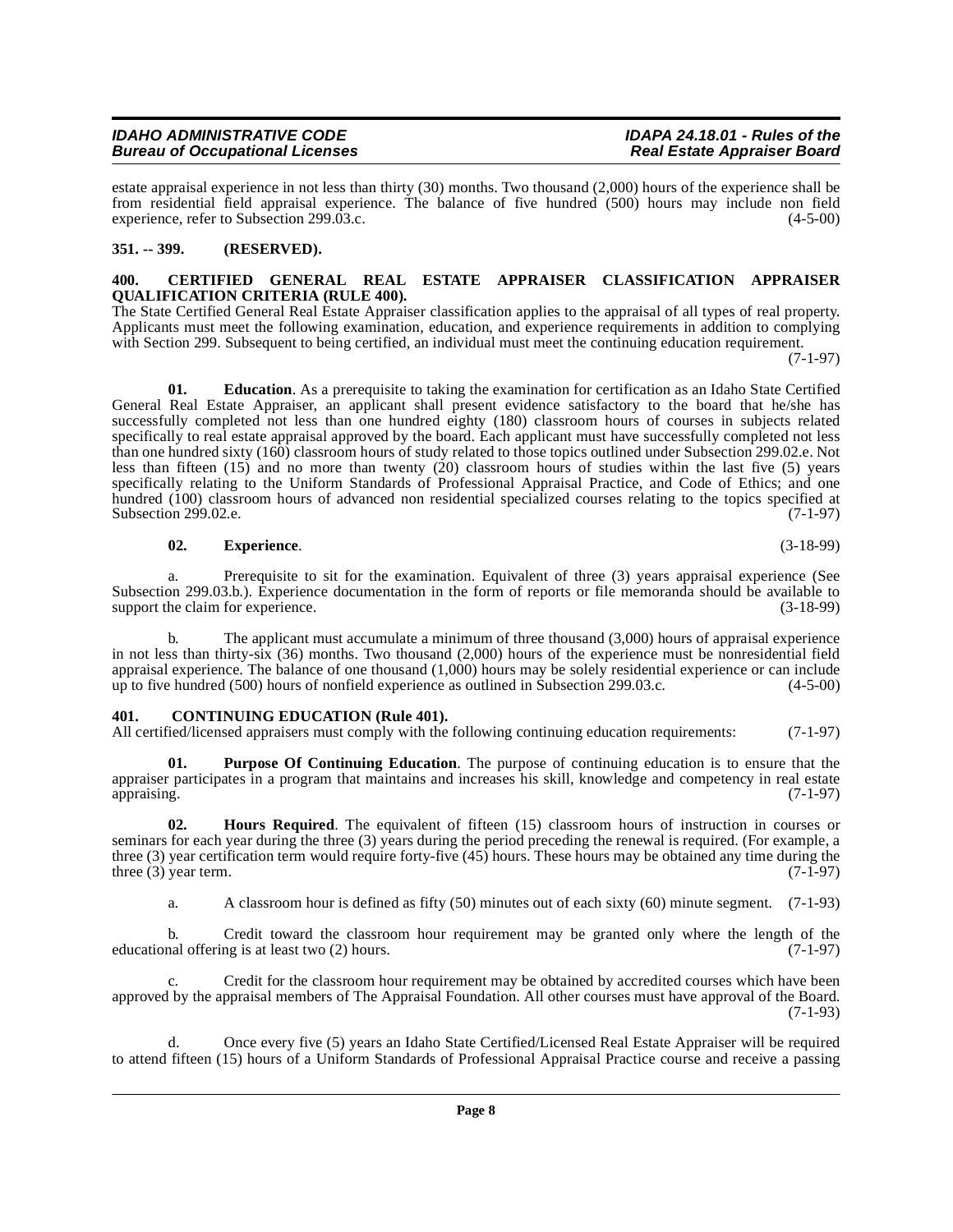estate appraisal experience in not less than thirty (30) months. Two thousand (2,000) hours of the experience shall be from residential field appraisal experience. The balance of five hundred (500) hours may include non field experience, refer to Subsection 299.03.c. (4-5-00)

## 351. -- 399. (RESERVED).

## 400. CERTIFIED GENERAL REAL ESTATE APPRAISER CLASSIFICATION APPRAISER QUALIFICATION CRITERIA (RULE 400).

The State Certified General Real Estate Appraiser classification applies to the appraisal of all types of real property. Applicants must meet the following examination, education, and experience requirements in addition to complying with Section 299. Subsequent to being certified, an individual must meet the continuing education requirement. (7-1-97)

**01. Education**. As a prerequisite to taking the examination for certification as an Idaho State Certified General Real Estate Appraiser, an applicant shall present evidence satisfactory to the board that he/she has successfully completed not less than one hundred eighty (180) classroom hours of courses in subjects related specifically to real estate appraisal approved by the board. Each applicant must have successfully completed not less than one hundred sixty (160) classroom hours of study related to those topics outlined under Subsection 299.02.e. Not less than fifteen (15) and no more than twenty (20) classroom hours of studies within the last five (5) years specifically relating to the Uniform Standards of Professional Appraisal Practice, and Code of Ethics; and one hundred (100) classroom hours of advanced non residential specialized courses relating to the topics specified at Subsection 299.02.e. (7-1-97)

**02. Experience**. (3-18-99)

a. Prerequisite to sit for the examination. Equivalent of three (3) years appraisal experience (See Subsection 299.03.b.). Experience documentation in the form of reports or file memoranda should be available to support the claim for experience. (3-18-99)

b. The applicant must accumulate a minimum of three thousand (3,000) hours of appraisal experience in not less than thirty-six (36) months. Two thousand (2,000) hours of the experience must be nonresidential field appraisal experience. The balance of one thousand (1,000) hours may be solely residential experience or can include up to five hundred (500) hours of nonfield experience as outlined in Subsection 299.03.c. (4-5-00)

## 401. CONTINUING EDUCATION (Rule 401).

All certified/licensed appraisers must comply with the following continuing education requirements: (7-1-97)

**01. Purpose Of Continuing Education**. The purpose of continuing education is to ensure that the appraiser participates in a program that maintains and increases his skill, knowledge and competency in real estate appraising. (7-1-97)

**02. Hours Required**. The equivalent of fifteen (15) classroom hours of instruction in courses or seminars for each year during the three (3) years during the period preceding the renewal is required. (For example, a three (3) year certification term would require forty-five (45) hours. These hours may be obtained any time during the three (3) year term. (7-1-97)

a. A classroom hour is defined as fifty (50) minutes out of each sixty (60) minute segment. (7-1-93)

b. Credit toward the classroom hour requirement may be granted only where the length of the educational offering is at least two (2) hours. (7-1-97)

c. Credit for the classroom hour requirement may be obtained by accredited courses which have been approved by the appraisal members of The Appraisal Foundation. All other courses must have approval of the Board. (7-1-93)

d. Once every five (5) years an Idaho State Certified/Licensed Real Estate Appraiser will be required to attend fifteen (15) hours of a Uniform Standards of Professional Appraisal Practice course and receive a passing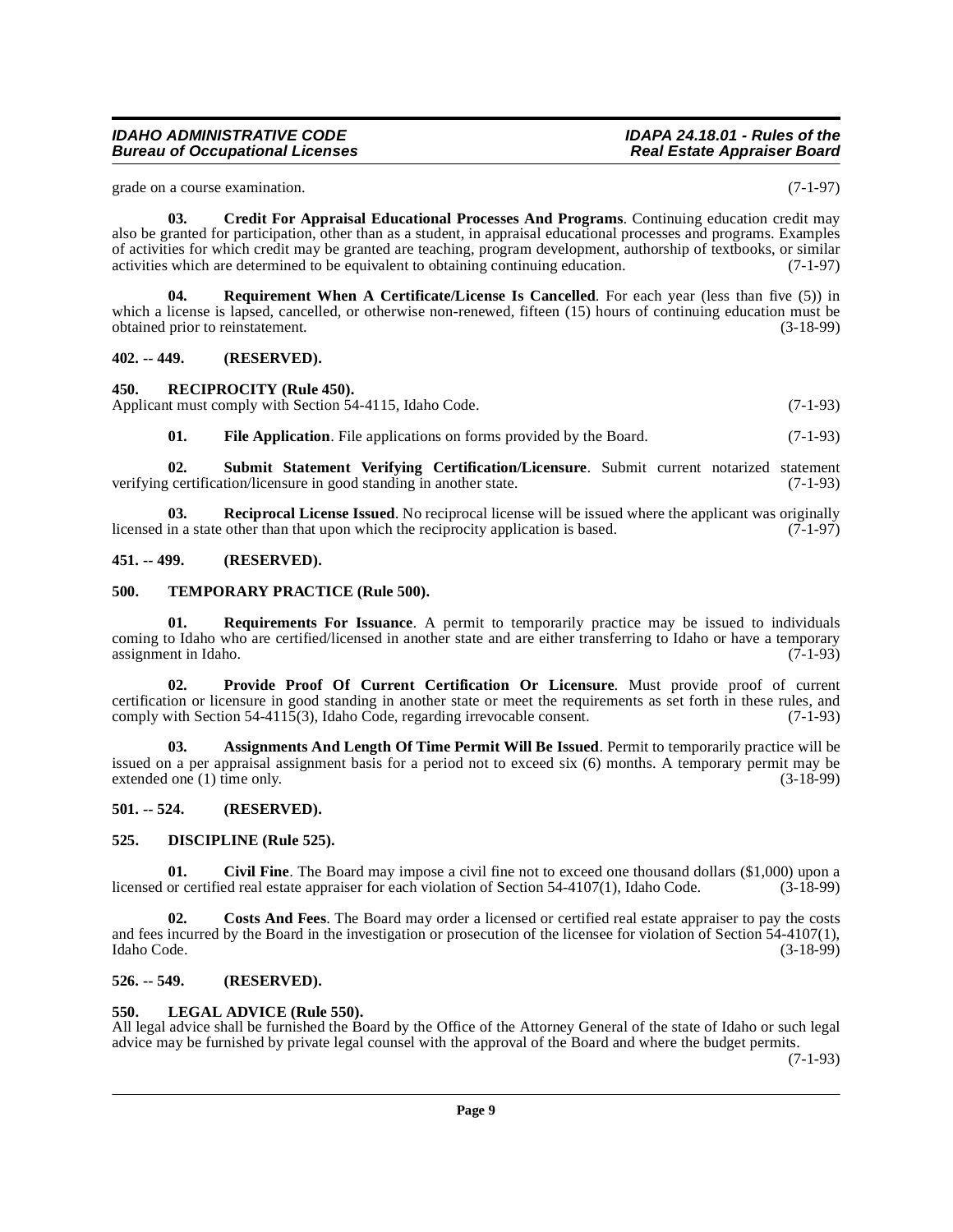grade on a course examination. (7-1-97)

**03. Credit For Appraisal Educational Processes And Programs**. Continuing education credit may also be granted for participation, other than as a student, in appraisal educational processes and programs. Examples of activities for which credit may be granted are teaching, program development, authorship of textbooks, or similar activities which are determined to be equivalent to obtaining continuing education. (7-1-97)

**04. Requirement When A Certificate/License Is Cancelled**. For each year (less than five (5)) in which a license is lapsed, cancelled, or otherwise non-renewed, fifteen (15) hours of continuing education must be obtained prior to reinstatement. (3-18-99)

## 402. -- 449. (RESERVED).

## 450. RECIPROCITY (Rule 450).

Applicant must comply with Section 54-4115, Idaho Code. (7-1-93)

**01. File Application**. File applications on forms provided by the Board. (7-1-93)

**02. Submit Statement Verifying Certification/Licensure**. Submit current notarized statement verifying certification/licensure in good standing in another state. (7-1-93)

**03. Reciprocal License Issued**. No reciprocal license will be issued where the applicant was originally licensed in a state other than that upon which the reciprocity application is based. (7-1-97)

## 451. -- 499. (RESERVED).

## 500. TEMPORARY PRACTICE (Rule 500).

**01. Requirements For Issuance**. A permit to temporarily practice may be issued to individuals coming to Idaho who are certified/licensed in another state and are either transferring to Idaho or have a temporary assignment in Idaho. (7-1-93)

**02. Provide Proof Of Current Certification Or Licensure**. Must provide proof of current certification or licensure in good standing in another state or meet the requirements as set forth in these rules, and comply with Section 54-4115(3), Idaho Code, regarding irrevocable consent. (7-1-93)

**03. Assignments And Length Of Time Permit Will Be Issued**. Permit to temporarily practice will be issued on a per appraisal assignment basis for a period not to exceed six (6) months. A temporary permit may be extended one (1) time only. (3-18-99)

## 501. -- 524. (RESERVED).

## 525. DISCIPLINE (Rule 525).

**01. Civil Fine**. The Board may impose a civil fine not to exceed one thousand dollars ($1,000) upon a licensed or certified real estate appraiser for each violation of Section 54-4107(1), Idaho Code. (3-18-99)

**02. Costs And Fees**. The Board may order a licensed or certified real estate appraiser to pay the costs and fees incurred by the Board in the investigation or prosecution of the licensee for violation of Section 54-4107(1), Idaho Code. (3-18-99)

## 526. -- 549. (RESERVED).

## 550. LEGAL ADVICE (Rule 550).

All legal advice shall be furnished the Board by the Office of the Attorney General of the state of Idaho or such legal advice may be furnished by private legal counsel with the approval of the Board and where the budget permits. (7-1-93)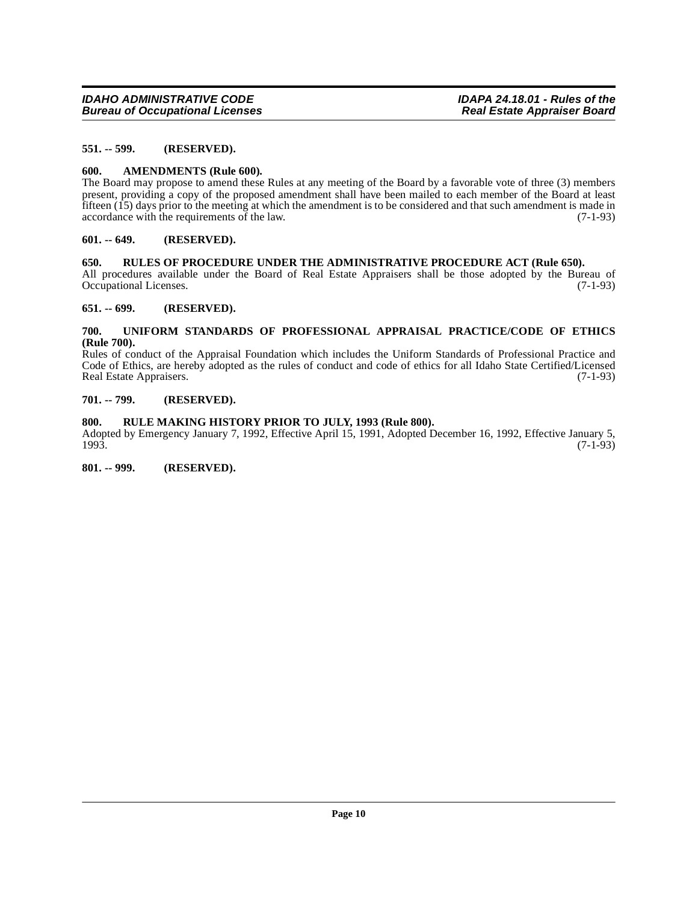**551. -- 599. (RESERVED).**

**600. AMENDMENTS (Rule 600).**

The Board may propose to amend these Rules at any meeting of the Board by a favorable vote of three (3) members present, providing a copy of the proposed amendment shall have been mailed to each member of the Board at least fifteen (15) days prior to the meeting at which the amendment is to be considered and that such amendment is made in accordance with the requirements of the law. (7-1-93)

**601. -- 649. (RESERVED).**

**650. RULES OF PROCEDURE UNDER THE ADMINISTRATIVE PROCEDURE ACT (Rule 650).**

All procedures available under the Board of Real Estate Appraisers shall be those adopted by the Bureau of Occupational Licenses. (7-1-93)

**651. -- 699. (RESERVED).**

**700. UNIFORM STANDARDS OF PROFESSIONAL APPRAISAL PRACTICE/CODE OF ETHICS (Rule 700).**

Rules of conduct of the Appraisal Foundation which includes the Uniform Standards of Professional Practice and Code of Ethics, are hereby adopted as the rules of conduct and code of ethics for all Idaho State Certified/Licensed Real Estate Appraisers. (7-1-93)

**701. -- 799. (RESERVED).**

**800. RULE MAKING HISTORY PRIOR TO JULY, 1993 (Rule 800).**

Adopted by Emergency January 7, 1992, Effective April 15, 1991, Adopted December 16, 1992, Effective January 5, 1993. (7-1-93)

**801. -- 999. (RESERVED).**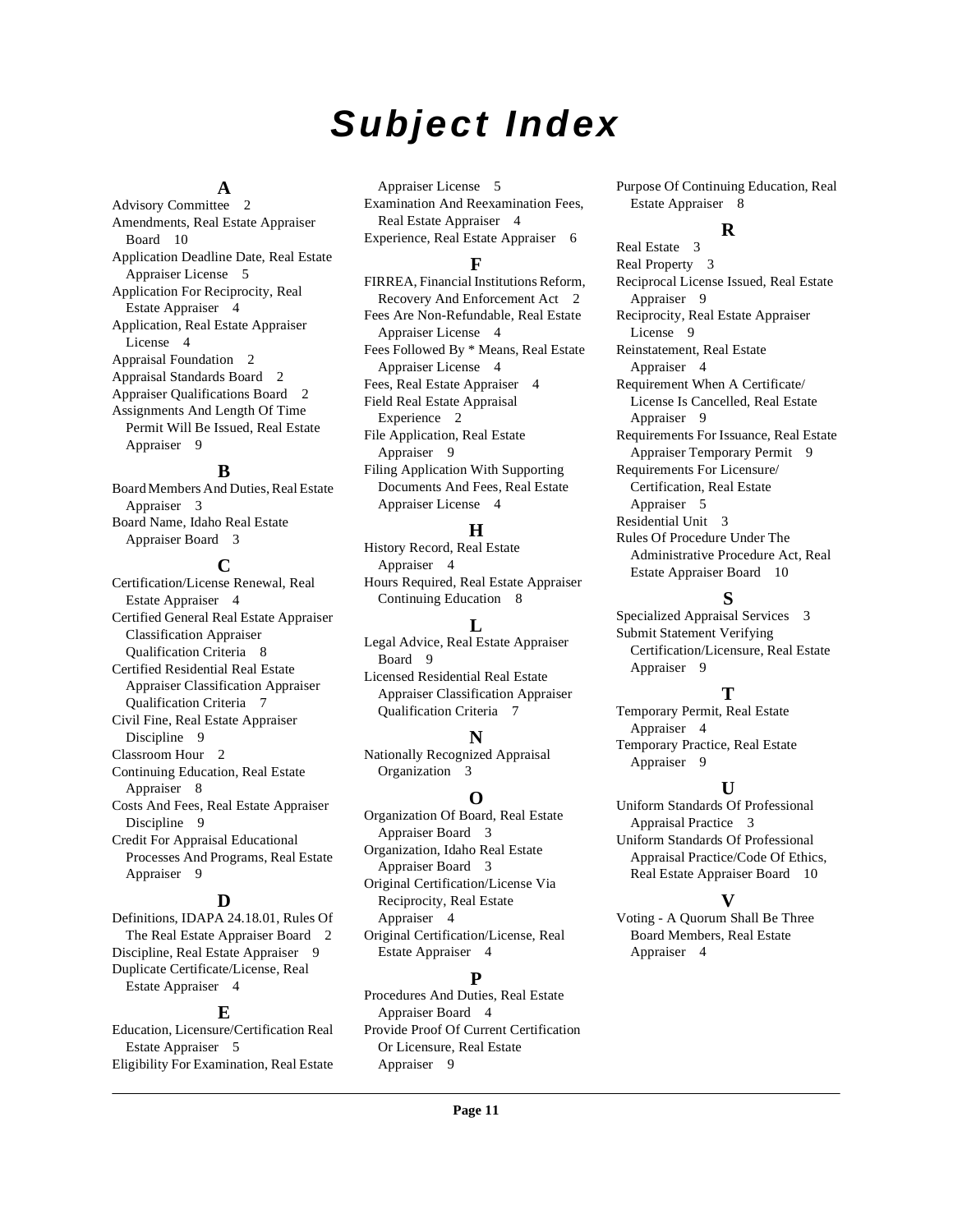# Subject Index

## A

Advisory Committee 2
Amendments, Real Estate Appraiser Board 10
Application Deadline Date, Real Estate Appraiser License 5
Application For Reciprocity, Real Estate Appraiser 4
Application, Real Estate Appraiser License 4
Appraisal Foundation 2
Appraisal Standards Board 2
Appraiser Qualifications Board 2
Assignments And Length Of Time Permit Will Be Issued, Real Estate Appraiser 9

## B

Board Members And Duties, Real Estate Appraiser 3
Board Name, Idaho Real Estate Appraiser Board 3

## C

Certification/License Renewal, Real Estate Appraiser 4
Certified General Real Estate Appraiser Classification Appraiser Qualification Criteria 8
Certified Residential Real Estate Appraiser Classification Appraiser Qualification Criteria 7
Civil Fine, Real Estate Appraiser Discipline 9
Classroom Hour 2
Continuing Education, Real Estate Appraiser 8
Costs And Fees, Real Estate Appraiser Discipline 9
Credit For Appraisal Educational Processes And Programs, Real Estate Appraiser 9

## D

Definitions, IDAPA 24.18.01, Rules Of The Real Estate Appraiser Board 2
Discipline, Real Estate Appraiser 9
Duplicate Certificate/License, Real Estate Appraiser 4

## E

Education, Licensure/Certification Real Estate Appraiser 5
Eligibility For Examination, Real Estate Appraiser License 5
Examination And Reexamination Fees, Real Estate Appraiser 4
Experience, Real Estate Appraiser 6

## F

FIRREA, Financial Institutions Reform, Recovery And Enforcement Act 2
Fees Are Non-Refundable, Real Estate Appraiser License 4
Fees Followed By * Means, Real Estate Appraiser License 4
Fees, Real Estate Appraiser 4
Field Real Estate Appraisal Experience 2
File Application, Real Estate Appraiser 9
Filing Application With Supporting Documents And Fees, Real Estate Appraiser License 4

## H

History Record, Real Estate Appraiser 4
Hours Required, Real Estate Appraiser Continuing Education 8

## L

Legal Advice, Real Estate Appraiser Board 9
Licensed Residential Real Estate Appraiser Classification Appraiser Qualification Criteria 7

## N

Nationally Recognized Appraisal Organization 3

## O

Organization Of Board, Real Estate Appraiser Board 3
Organization, Idaho Real Estate Appraiser Board 3
Original Certification/License Via Reciprocity, Real Estate Appraiser 4
Original Certification/License, Real Estate Appraiser 4

## P

Procedures And Duties, Real Estate Appraiser Board 4
Provide Proof Of Current Certification Or Licensure, Real Estate Appraiser 9
Purpose Of Continuing Education, Real Estate Appraiser 8

## R

Real Estate 3
Real Property 3
Reciprocal License Issued, Real Estate Appraiser 9
Reciprocity, Real Estate Appraiser License 9
Reinstatement, Real Estate Appraiser 4
Requirement When A Certificate/License Is Cancelled, Real Estate Appraiser 9
Requirements For Issuance, Real Estate Appraiser Temporary Permit 9
Requirements For Licensure/Certification, Real Estate Appraiser 5
Residential Unit 3
Rules Of Procedure Under The Administrative Procedure Act, Real Estate Appraiser Board 10

## S

Specialized Appraisal Services 3
Submit Statement Verifying Certification/Licensure, Real Estate Appraiser 9

## T

Temporary Permit, Real Estate Appraiser 4
Temporary Practice, Real Estate Appraiser 9

## U

Uniform Standards Of Professional Appraisal Practice 3
Uniform Standards Of Professional Appraisal Practice/Code Of Ethics, Real Estate Appraiser Board 10

## V

Voting - A Quorum Shall Be Three Board Members, Real Estate Appraiser 4